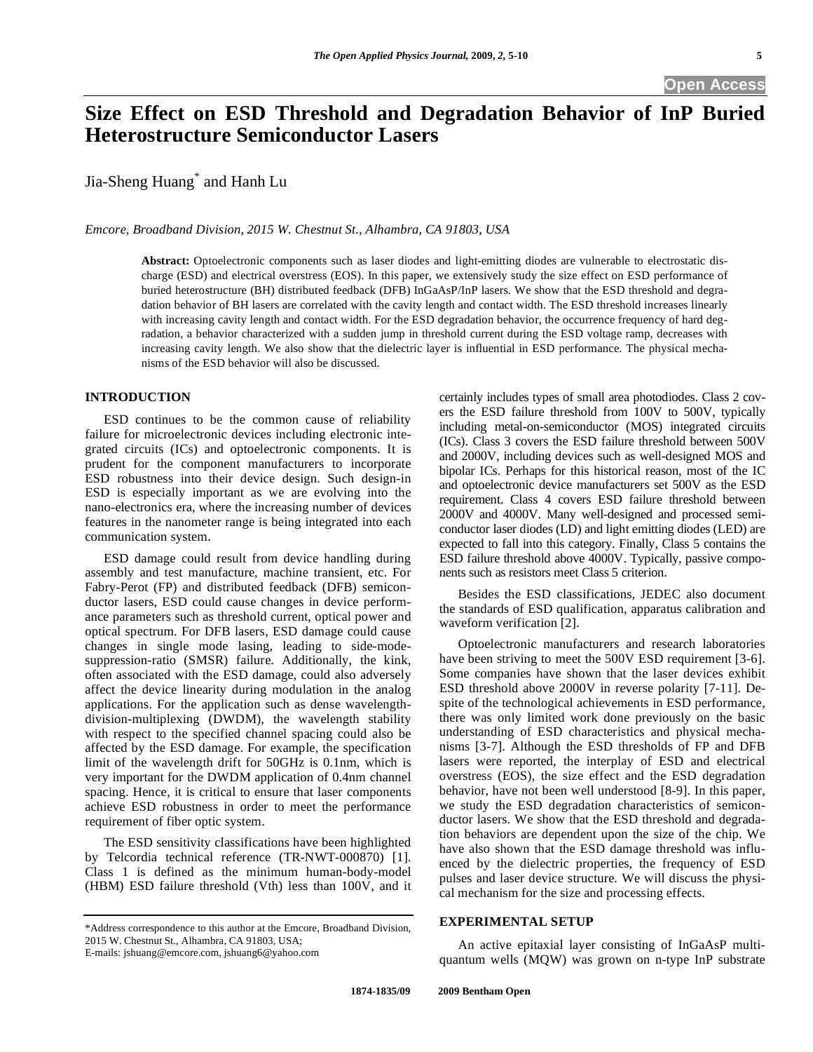# Size Effect on ESD Threshold and Degradation Behavior of InP Buried Heterostructure Semiconductor Lasers

Jia-Sheng Huang* and Hanh Lu

*Emcore, Broadband Division, 2015 W. Chestnut St., Alhambra, CA 91803, USA*

**Abstract:** Optoelectronic components such as laser diodes and light-emitting diodes are vulnerable to electrostatic discharge (ESD) and electrical overstress (EOS). In this paper, we extensively study the size effect on ESD performance of buried heterostructure (BH) distributed feedback (DFB) InGaAsP/InP lasers. We show that the ESD threshold and degradation behavior of BH lasers are correlated with the cavity length and contact width. The ESD threshold increases linearly with increasing cavity length and contact width. For the ESD degradation behavior, the occurrence frequency of hard degradation, a behavior characterized with a sudden jump in threshold current during the ESD voltage ramp, decreases with increasing cavity length. We also show that the dielectric layer is influential in ESD performance. The physical mechanisms of the ESD behavior will also be discussed.

## INTRODUCTION

ESD continues to be the common cause of reliability failure for microelectronic devices including electronic integrated circuits (ICs) and optoelectronic components. It is prudent for the component manufacturers to incorporate ESD robustness into their device design. Such design-in ESD is especially important as we are evolving into the nano-electronics era, where the increasing number of devices features in the nanometer range is being integrated into each communication system.

ESD damage could result from device handling during assembly and test manufacture, machine transient, etc. For Fabry-Perot (FP) and distributed feedback (DFB) semiconductor lasers, ESD could cause changes in device performance parameters such as threshold current, optical power and optical spectrum. For DFB lasers, ESD damage could cause changes in single mode lasing, leading to side-mode-suppression-ratio (SMSR) failure. Additionally, the kink, often associated with the ESD damage, could also adversely affect the device linearity during modulation in the analog applications. For the application such as dense wavelength-division-multiplexing (DWDM), the wavelength stability with respect to the specified channel spacing could also be affected by the ESD damage. For example, the specification limit of the wavelength drift for 50GHz is 0.1nm, which is very important for the DWDM application of 0.4nm channel spacing. Hence, it is critical to ensure that laser components achieve ESD robustness in order to meet the performance requirement of fiber optic system.

The ESD sensitivity classifications have been highlighted by Telcordia technical reference (TR-NWT-000870) [1]. Class 1 is defined as the minimum human-body-model (HBM) ESD failure threshold (Vth) less than 100V, and it certainly includes types of small area photodiodes. Class 2 covers the ESD failure threshold from 100V to 500V, typically including metal-on-semiconductor (MOS) integrated circuits (ICs). Class 3 covers the ESD failure threshold between 500V and 2000V, including devices such as well-designed MOS and bipolar ICs. Perhaps for this historical reason, most of the IC and optoelectronic device manufacturers set 500V as the ESD requirement. Class 4 covers ESD failure threshold between 2000V and 4000V. Many well-designed and processed semiconductor laser diodes (LD) and light emitting diodes (LED) are expected to fall into this category. Finally, Class 5 contains the ESD failure threshold above 4000V. Typically, passive components such as resistors meet Class 5 criterion.

Besides the ESD classifications, JEDEC also document the standards of ESD qualification, apparatus calibration and waveform verification [2].

Optoelectronic manufacturers and research laboratories have been striving to meet the 500V ESD requirement [3-6]. Some companies have shown that the laser devices exhibit ESD threshold above 2000V in reverse polarity [7-11]. Despite of the technological achievements in ESD performance, there was only limited work done previously on the basic understanding of ESD characteristics and physical mechanisms [3-7]. Although the ESD thresholds of FP and DFB lasers were reported, the interplay of ESD and electrical overstress (EOS), the size effect and the ESD degradation behavior, have not been well understood [8-9]. In this paper, we study the ESD degradation characteristics of semiconductor lasers. We show that the ESD threshold and degradation behaviors are dependent upon the size of the chip. We have also shown that the ESD damage threshold was influenced by the dielectric properties, the frequency of ESD pulses and laser device structure. We will discuss the physical mechanism for the size and processing effects.

## EXPERIMENTAL SETUP

An active epitaxial layer consisting of InGaAsP multi-quantum wells (MQW) was grown on n-type InP substrate

*Address correspondence to this author at the Emcore, Broadband Division, 2015 W. Chestnut St., Alhambra, CA 91803, USA;
E-mails: jshuang@emcore.com, jshuang6@yahoo.com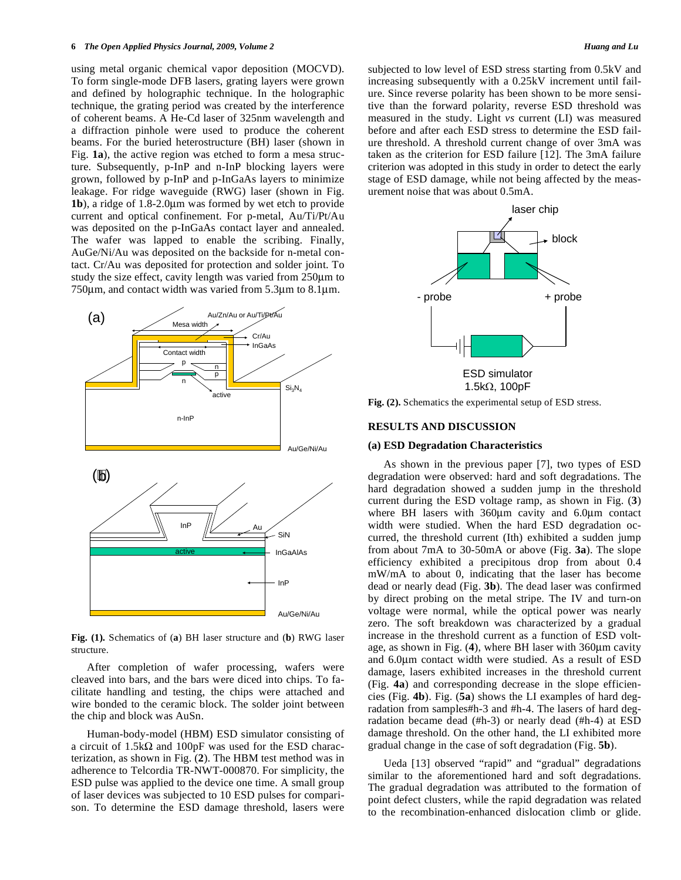using metal organic chemical vapor deposition (MOCVD). To form single-mode DFB lasers, grating layers were grown and defined by holographic technique. In the holographic technique, the grating period was created by the interference of coherent beams. A He-Cd laser of 325nm wavelength and a diffraction pinhole were used to produce the coherent beams. For the buried heterostructure (BH) laser (shown in Fig. **1a**), the active region was etched to form a mesa structure. Subsequently, p-InP and n-InP blocking layers were grown, followed by p-InP and p-InGaAs layers to minimize leakage. For ridge waveguide (RWG) laser (shown in Fig. **1b**), a ridge of 1.8-2.0μm was formed by wet etch to provide current and optical confinement. For p-metal, Au/Ti/Pt/Au was deposited on the p-InGaAs contact layer and annealed. The wafer was lapped to enable the scribing. Finally, AuGe/Ni/Au was deposited on the backside for n-metal contact. Cr/Au was deposited for protection and solder joint. To study the size effect, cavity length was varied from 250μm to 750μm, and contact width was varied from 5.3μm to 8.1μm.

**Fig. (1).** Schematics of (**a**) BH laser structure and (**b**) RWG laser structure.

After completion of wafer processing, wafers were cleaved into bars, and the bars were diced into chips. To facilitate handling and testing, the chips were attached and wire bonded to the ceramic block. The solder joint between the chip and block was AuSn.

Human-body-model (HBM) ESD simulator consisting of a circuit of 1.5kΩ and 100pF was used for the ESD characterization, as shown in Fig. (**2**). The HBM test method was in adherence to Telcordia TR-NWT-000870. For simplicity, the ESD pulse was applied to the device one time. A small group of laser devices was subjected to 10 ESD pulses for comparison. To determine the ESD damage threshold, lasers were subjected to low level of ESD stress starting from 0.5kV and increasing subsequently with a 0.25kV increment until failure. Since reverse polarity has been shown to be more sensitive than the forward polarity, reverse ESD threshold was measured in the study. Light *vs* current (LI) was measured before and after each ESD stress to determine the ESD failure threshold. A threshold current change of over 3mA was taken as the criterion for ESD failure [12]. The 3mA failure criterion was adopted in this study in order to detect the early stage of ESD damage, while not being affected by the measurement noise that was about 0.5mA.

**Fig. (2).** Schematics the experimental setup of ESD stress.

## RESULTS AND DISCUSSION

### (a) ESD Degradation Characteristics

As shown in the previous paper [7], two types of ESD degradation were observed: hard and soft degradations. The hard degradation showed a sudden jump in the threshold current during the ESD voltage ramp, as shown in Fig. (**3**) where BH lasers with 360μm cavity and 6.0μm contact width were studied. When the hard ESD degradation occurred, the threshold current (Ith) exhibited a sudden jump from about 7mA to 30-50mA or above (Fig. **3a**). The slope efficiency exhibited a precipitous drop from about 0.4 mW/mA to about 0, indicating that the laser has become dead or nearly dead (Fig. **3b**). The dead laser was confirmed by direct probing on the metal stripe. The IV and turn-on voltage were normal, while the optical power was nearly zero. The soft breakdown was characterized by a gradual increase in the threshold current as a function of ESD voltage, as shown in Fig. (**4**), where BH laser with 360μm cavity and 6.0μm contact width were studied. As a result of ESD damage, lasers exhibited increases in the threshold current (Fig. **4a**) and corresponding decrease in the slope efficiencies (Fig. **4b**). Fig. (**5a**) shows the LI examples of hard degradation from samples#h-3 and #h-4. The lasers of hard degradation became dead (#h-3) or nearly dead (#h-4) at ESD damage threshold. On the other hand, the LI exhibited more gradual change in the case of soft degradation (Fig. **5b**).

Ueda [13] observed "rapid" and "gradual" degradations similar to the aforementioned hard and soft degradations. The gradual degradation was attributed to the formation of point defect clusters, while the rapid degradation was related to the recombination-enhanced dislocation climb or glide.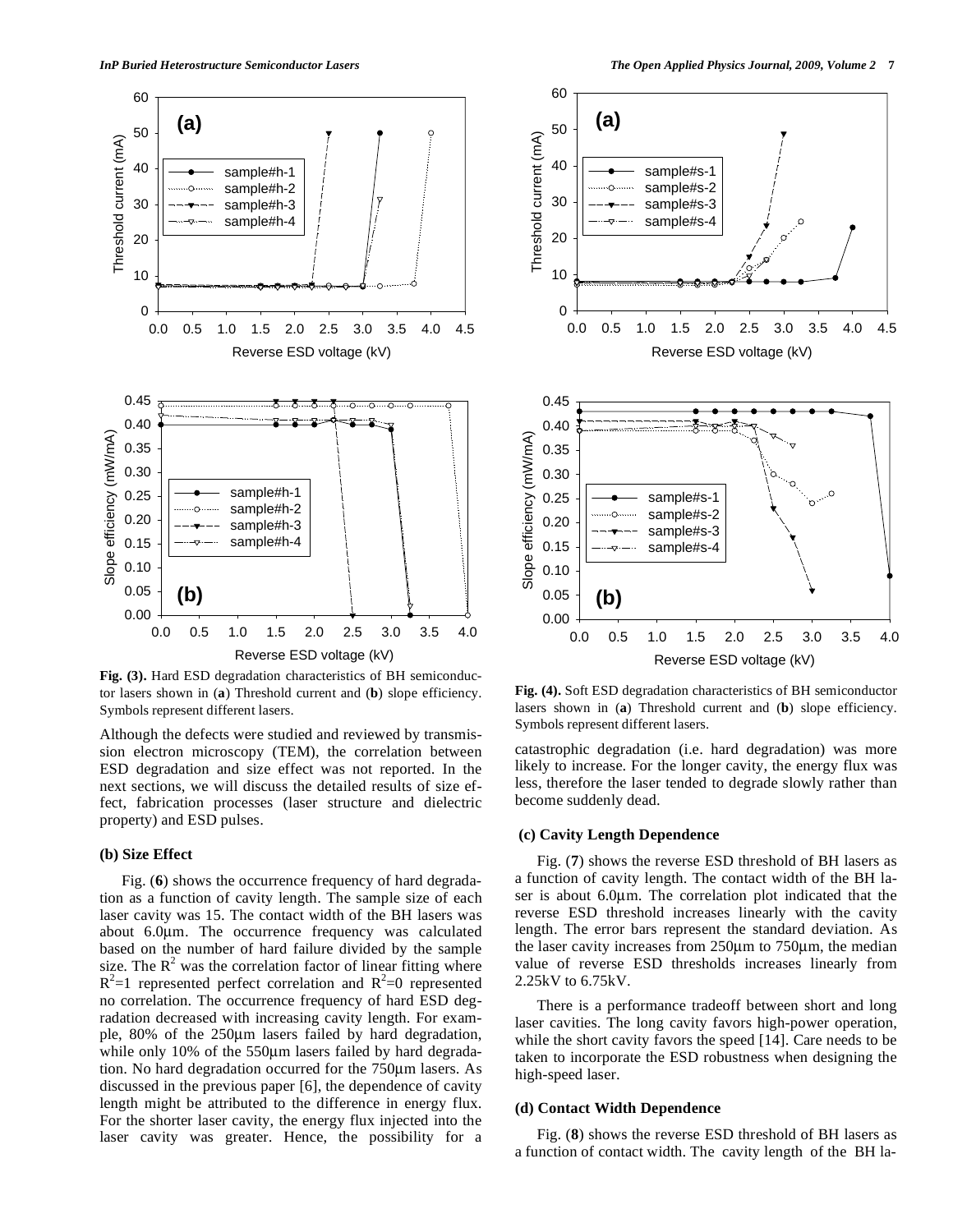Fig. (3). Hard ESD degradation characteristics of BH semiconductor lasers shown in (**a**) Threshold current and (**b**) slope efficiency. Symbols represent different lasers.

Although the defects were studied and reviewed by transmission electron microscopy (TEM), the correlation between ESD degradation and size effect was not reported. In the next sections, we will discuss the detailed results of size effect, fabrication processes (laser structure and dielectric property) and ESD pulses.

### (b) Size Effect

Fig. (**6**) shows the occurrence frequency of hard degradation as a function of cavity length. The sample size of each laser cavity was 15. The contact width of the BH lasers was about 6.0μm. The occurrence frequency was calculated based on the number of hard failure divided by the sample size. The $R^2$ was the correlation factor of linear fitting where $R^2$=1 represented perfect correlation and $R^2$=0 represented no correlation. The occurrence frequency of hard ESD degradation decreased with increasing cavity length. For example, 80% of the 250μm lasers failed by hard degradation, while only 10% of the 550μm lasers failed by hard degradation. No hard degradation occurred for the 750μm lasers. As discussed in the previous paper [6], the dependence of cavity length might be attributed to the difference in energy flux. For the shorter laser cavity, the energy flux injected into the laser cavity was greater. Hence, the possibility for a catastrophic degradation (i.e. hard degradation) was more likely to increase. For the longer cavity, the energy flux was less, therefore the laser tended to degrade slowly rather than become suddenly dead.

Fig. (4). Soft ESD degradation characteristics of BH semiconductor lasers shown in (**a**) Threshold current and (**b**) slope efficiency. Symbols represent different lasers.

### (c) Cavity Length Dependence

Fig. (**7**) shows the reverse ESD threshold of BH lasers as a function of cavity length. The contact width of the BH laser is about 6.0μm. The correlation plot indicated that the reverse ESD threshold increases linearly with the cavity length. The error bars represent the standard deviation. As the laser cavity increases from 250μm to 750μm, the median value of reverse ESD thresholds increases linearly from 2.25kV to 6.75kV.

There is a performance tradeoff between short and long laser cavities. The long cavity favors high-power operation, while the short cavity favors the speed [14]. Care needs to be taken to incorporate the ESD robustness when designing the high-speed laser.

### (d) Contact Width Dependence

Fig. (**8**) shows the reverse ESD threshold of BH lasers as a function of contact width. The cavity length of the BH la-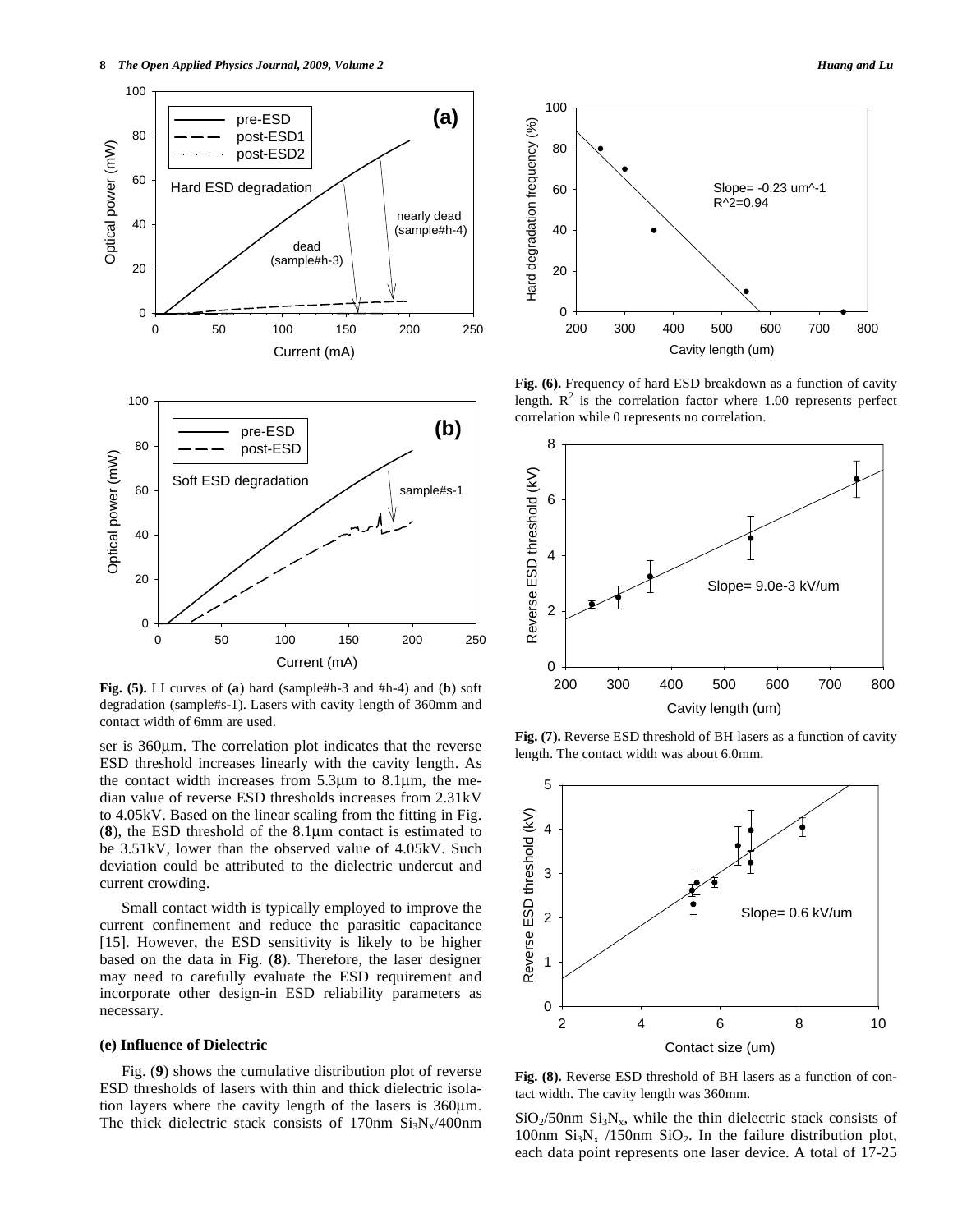Fig. (5). LI curves of (**a**) hard (sample#h-3 and #h-4) and (**b**) soft degradation (sample#s-1). Lasers with cavity length of 360mm and contact width of 6mm are used.

ser is 360μm. The correlation plot indicates that the reverse ESD threshold increases linearly with the cavity length. As the contact width increases from 5.3μm to 8.1μm, the median value of reverse ESD thresholds increases from 2.31kV to 4.05kV. Based on the linear scaling from the fitting in Fig. (**8**), the ESD threshold of the 8.1μm contact is estimated to be 3.51kV, lower than the observed value of 4.05kV. Such deviation could be attributed to the dielectric undercut and current crowding.

Small contact width is typically employed to improve the current confinement and reduce the parasitic capacitance [15]. However, the ESD sensitivity is likely to be higher based on the data in Fig. (**8**). Therefore, the laser designer may need to carefully evaluate the ESD requirement and incorporate other design-in ESD reliability parameters as necessary.

**(e) Influence of Dielectric**

Fig. (**9**) shows the cumulative distribution plot of reverse ESD thresholds of lasers with thin and thick dielectric isolation layers where the cavity length of the lasers is 360μm. The thick dielectric stack consists of 170nm $Si_3N_x$/400nm $SiO_2$/50nm $Si_3N_x$, while the thin dielectric stack consists of 100nm $Si_3N_x$ /150nm $SiO_2$. In the failure distribution plot, each data point represents one laser device. A total of 17-25

**Fig. (6).** Frequency of hard ESD breakdown as a function of cavity length. $R^2$ is the correlation factor where 1.00 represents perfect correlation while 0 represents no correlation.

**Fig. (7).** Reverse ESD threshold of BH lasers as a function of cavity length. The contact width was about 6.0mm.

**Fig. (8).** Reverse ESD threshold of BH lasers as a function of contact width. The cavity length was 360mm.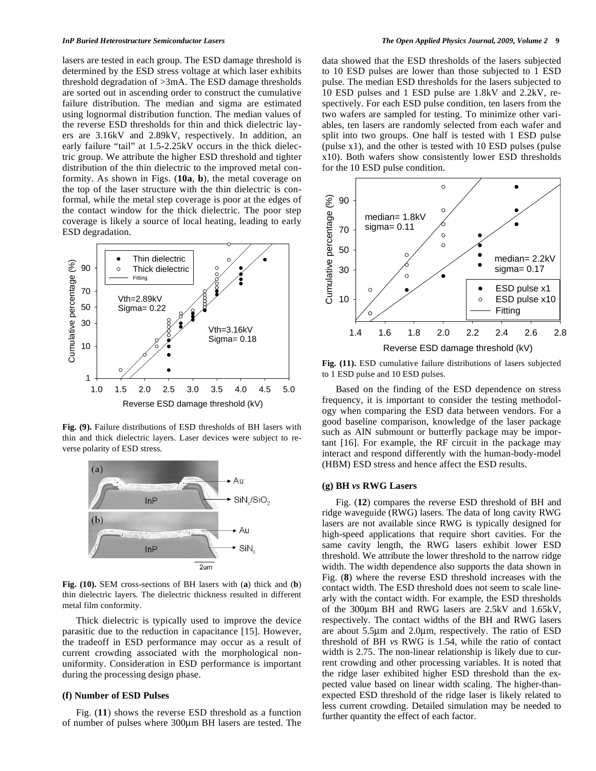lasers are tested in each group. The ESD damage threshold is determined by the ESD stress voltage at which laser exhibits threshold degradation of >3mA. The ESD damage thresholds are sorted out in ascending order to construct the cumulative failure distribution. The median and sigma are estimated using lognormal distribution function. The median values of the reverse ESD thresholds for thin and thick dielectric layers are 3.16kV and 2.89kV, respectively. In addition, an early failure "tail" at 1.5-2.25kV occurs in the thick dielectric group. We attribute the higher ESD threshold and tighter distribution of the thin dielectric to the improved metal conformity. As shown in Figs. (**10a**, **b**), the metal coverage on the top of the laser structure with the thin dielectric is conformal, while the metal step coverage is poor at the edges of the contact window for the thick dielectric. The poor step coverage is likely a source of local heating, leading to early ESD degradation.

**Fig. (9).** Failure distributions of ESD thresholds of BH lasers with thin and thick dielectric layers. Laser devices were subject to reverse polarity of ESD stress.

**Fig. (10).** SEM cross-sections of BH lasers with (**a**) thick and (**b**) thin dielectric layers. The dielectric thickness resulted in different metal film conformity.

Thick dielectric is typically used to improve the device parasitic due to the reduction in capacitance [15]. However, the tradeoff in ESD performance may occur as a result of current crowding associated with the morphological non-uniformity. Consideration in ESD performance is important during the processing design phase.

### (f) Number of ESD Pulses

Fig. (**11**) shows the reverse ESD threshold as a function of number of pulses where 300μm BH lasers are tested. The data showed that the ESD thresholds of the lasers subjected to 10 ESD pulses are lower than those subjected to 1 ESD pulse. The median ESD thresholds for the lasers subjected to 10 ESD pulses and 1 ESD pulse are 1.8kV and 2.2kV, respectively. For each ESD pulse condition, ten lasers from the two wafers are sampled for testing. To minimize other variables, ten lasers are randomly selected from each wafer and split into two groups. One half is tested with 1 ESD pulse (pulse x1), and the other is tested with 10 ESD pulses (pulse x10). Both wafers show consistently lower ESD thresholds for the 10 ESD pulse condition.

**Fig. (11).** ESD cumulative failure distributions of lasers subjected to 1 ESD pulse and 10 ESD pulses.

Based on the finding of the ESD dependence on stress frequency, it is important to consider the testing methodology when comparing the ESD data between vendors. For a good baseline comparison, knowledge of the laser package such as AlN submount or butterfly package may be important [16]. For example, the RF circuit in the package may interact and respond differently with the human-body-model (HBM) ESD stress and hence affect the ESD results.

### (g) BH *vs* RWG Lasers

Fig. (**12**) compares the reverse ESD threshold of BH and ridge waveguide (RWG) lasers. The data of long cavity RWG lasers are not available since RWG is typically designed for high-speed applications that require short cavities. For the same cavity length, the RWG lasers exhibit lower ESD threshold. We attribute the lower threshold to the narrow ridge width. The width dependence also supports the data shown in Fig. (**8**) where the reverse ESD threshold increases with the contact width. The ESD threshold does not seem to scale linearly with the contact width. For example, the ESD thresholds of the 300μm BH and RWG lasers are 2.5kV and 1.65kV, respectively. The contact widths of the BH and RWG lasers are about 5.5μm and 2.0μm, respectively. The ratio of ESD threshold of BH *vs* RWG is 1.54, while the ratio of contact width is 2.75. The non-linear relationship is likely due to current crowding and other processing variables. It is noted that the ridge laser exhibited higher ESD threshold than the expected value based on linear width scaling. The higher-than-expected ESD threshold of the ridge laser is likely related to less current crowding. Detailed simulation may be needed to further quantity the effect of each factor.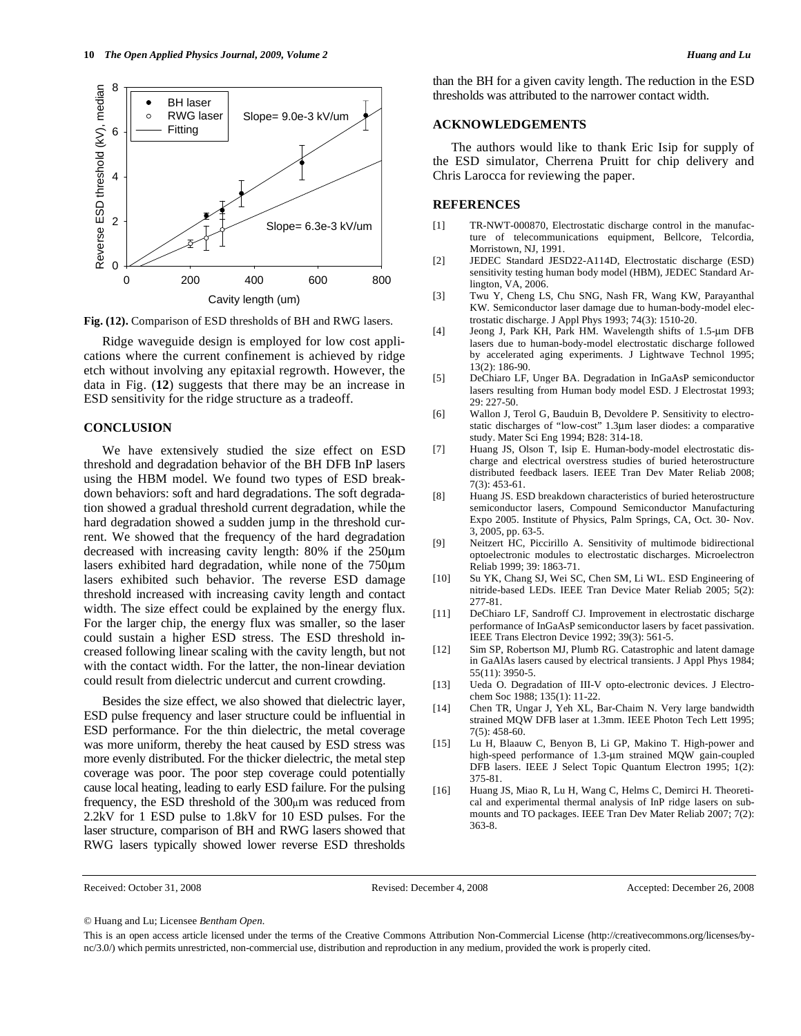8

6

4

2

0

0 200 400 600 800

Reverse ESD threshold (kV), median

Cavity length (um)

BH laser

RWG laser

Fitting

Slope= 9.0e-3 kV/um

Slope= 6.3e-3 kV/um

**Fig. (12).** Comparison of ESD thresholds of BH and RWG lasers.

Ridge waveguide design is employed for low cost applications where the current confinement is achieved by ridge etch without involving any epitaxial regrowth. However, the data in Fig. (**12**) suggests that there may be an increase in ESD sensitivity for the ridge structure as a tradeoff.

## CONCLUSION

We have extensively studied the size effect on ESD threshold and degradation behavior of the BH DFB InP lasers using the HBM model. We found two types of ESD breakdown behaviors: soft and hard degradations. The soft degradation showed a gradual threshold current degradation, while the hard degradation showed a sudden jump in the threshold current. We showed that the frequency of the hard degradation decreased with increasing cavity length: 80% if the 250μm lasers exhibited hard degradation, while none of the 750μm lasers exhibited such behavior. The reverse ESD damage threshold increased with increasing cavity length and contact width. The size effect could be explained by the energy flux. For the larger chip, the energy flux was smaller, so the laser could sustain a higher ESD stress. The ESD threshold increased following linear scaling with the cavity length, but not with the contact width. For the latter, the non-linear deviation could result from dielectric undercut and current crowding.

Besides the size effect, we also showed that dielectric layer, ESD pulse frequency and laser structure could be influential in ESD performance. For the thin dielectric, the metal coverage was more uniform, thereby the heat caused by ESD stress was more evenly distributed. For the thicker dielectric, the metal step coverage was poor. The poor step coverage could potentially cause local heating, leading to early ESD failure. For the pulsing frequency, the ESD threshold of the 300μm was reduced from 2.2kV for 1 ESD pulse to 1.8kV for 10 ESD pulses. For the laser structure, comparison of BH and RWG lasers showed that RWG lasers typically showed lower reverse ESD thresholds than the BH for a given cavity length. The reduction in the ESD thresholds was attributed to the narrower contact width.

## ACKNOWLEDGEMENTS

The authors would like to thank Eric Isip for supply of the ESD simulator, Cherrena Pruitt for chip delivery and Chris Larocca for reviewing the paper.

## REFERENCES

[1] TR-NWT-000870, Electrostatic discharge control in the manufacture of telecommunications equipment, Bellcore, Telcordia, Morristown, NJ, 1991.

[2] JEDEC Standard JESD22-A114D, Electrostatic discharge (ESD) sensitivity testing human body model (HBM), JEDEC Standard Arlington, VA, 2006.

[3] Twu Y, Cheng LS, Chu SNG, Nash FR, Wang KW, Parayanthal KW. Semiconductor laser damage due to human-body-model electrostatic discharge. J Appl Phys 1993; 74(3): 1510-20.

[4] Jeong J, Park KH, Park HM. Wavelength shifts of 1.5-μm DFB lasers due to human-body-model electrostatic discharge followed by accelerated aging experiments. J Lightwave Technol 1995; 13(2): 186-90.

[5] DeChiaro LF, Unger BA. Degradation in InGaAsP semiconductor lasers resulting from Human body model ESD. J Electrostat 1993; 29: 227-50.

[6] Wallon J, Terol G, Bauduin B, Devoldere P. Sensitivity to electrostatic discharges of "low-cost" 1.3μm laser diodes: a comparative study. Mater Sci Eng 1994; B28: 314-18.

[7] Huang JS, Olson T, Isip E. Human-body-model electrostatic discharge and electrical overstress studies of buried heterostructure distributed feedback lasers. IEEE Tran Dev Mater Reliab 2008; 7(3): 453-61.

[8] Huang JS. ESD breakdown characteristics of buried heterostructure semiconductor lasers, Compound Semiconductor Manufacturing Expo 2005. Institute of Physics, Palm Springs, CA, Oct. 30- Nov. 3, 2005, pp. 63-5.

[9] Neitzert HC, Piccirillo A. Sensitivity of multimode bidirectional optoelectronic modules to electrostatic discharges. Microelectron Reliab 1999; 39: 1863-71.

[10] Su YK, Chang SJ, Wei SC, Chen SM, Li WL. ESD Engineering of nitride-based LEDs. IEEE Tran Device Mater Reliab 2005; 5(2): 277-81.

[11] DeChiaro LF, Sandroff CJ. Improvement in electrostatic discharge performance of InGaAsP semiconductor lasers by facet passivation. IEEE Trans Electron Device 1992; 39(3): 561-5.

[12] Sim SP, Robertson MJ, Plumb RG. Catastrophic and latent damage in GaAlAs lasers caused by electrical transients. J Appl Phys 1984; 55(11): 3950-5.

[13] Ueda O. Degradation of III-V opto-electronic devices. J Electrochem Soc 1988; 135(1): 11-22.

[14] Chen TR, Ungar J, Yeh XL, Bar-Chaim N. Very large bandwidth strained MQW DFB laser at 1.3mm. IEEE Photon Tech Lett 1995; 7(5): 458-60.

[15] Lu H, Blaauw C, Benyon B, Li GP, Makino T. High-power and high-speed performance of 1.3-μm strained MQW gain-coupled DFB lasers. IEEE J Select Topic Quantum Electron 1995; 1(2): 375-81.

[16] Huang JS, Miao R, Lu H, Wang C, Helms C, Demirci H. Theoretical and experimental thermal analysis of InP ridge lasers on submounts and TO packages. IEEE Tran Dev Mater Reliab 2007; 7(2): 363-8.

Received: October 31, 2008 Revised: December 4, 2008 Accepted: December 26, 2008

© Huang and Lu; Licensee *Bentham Open*.

This is an open access article licensed under the terms of the Creative Commons Attribution Non-Commercial License (http://creativecommons.org/licenses/by-nc/3.0/) which permits unrestricted, non-commercial use, distribution and reproduction in any medium, provided the work is properly cited.